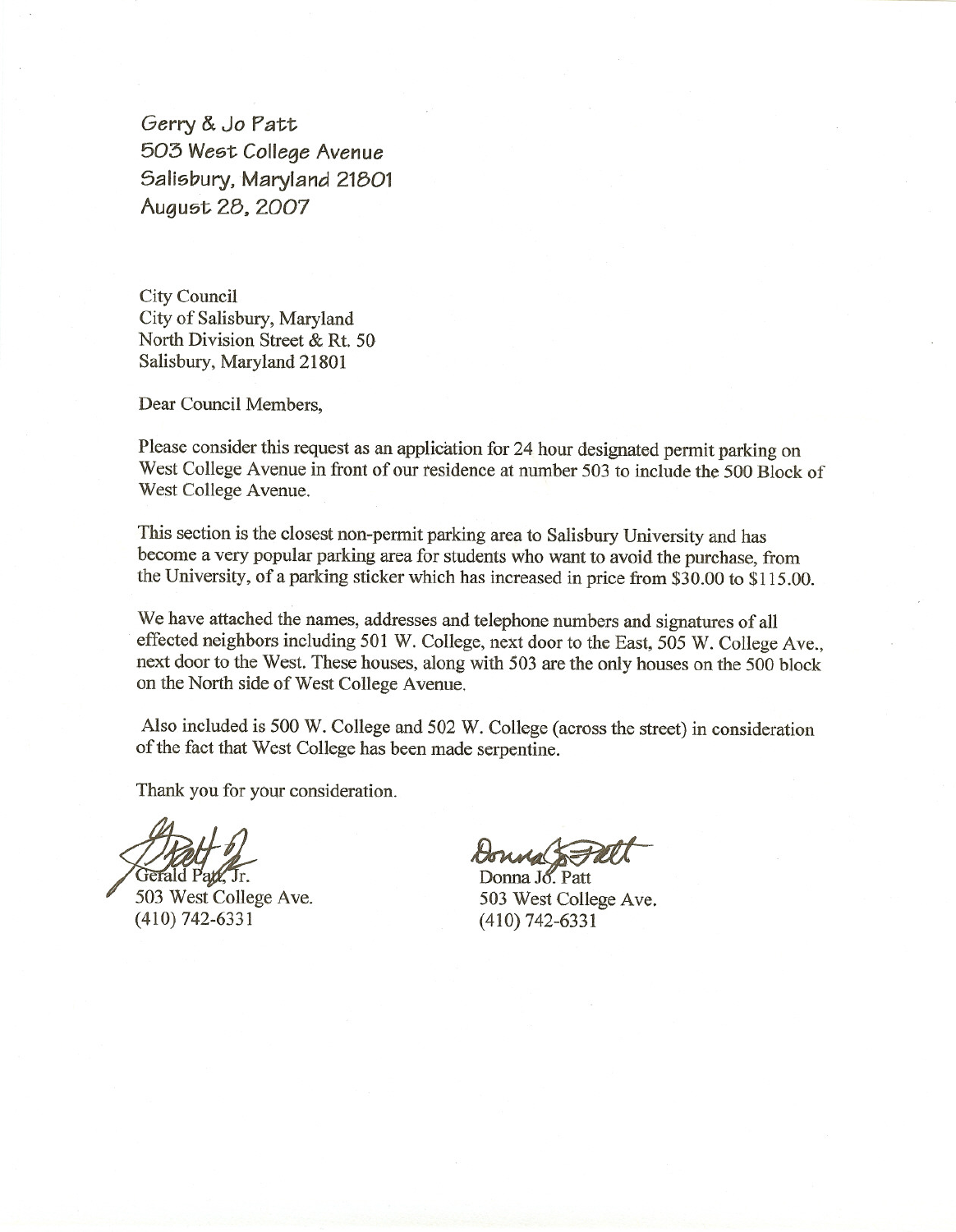Gerry & Jo Patt
503 West College Avenue
Salisbury, Maryland 21801
August 28, 2007

City Council
City of Salisbury, Maryland
North Division Street & Rt. 50
Salisbury, Maryland 21801

Dear Council Members,

Please consider this request as an application for 24 hour designated permit parking on West College Avenue in front of our residence at number 503 to include the 500 Block of West College Avenue.

This section is the closest non-permit parking area to Salisbury University and has become a very popular parking area for students who want to avoid the purchase, from the University, of a parking sticker which has increased in price from $30.00 to $115.00.

We have attached the names, addresses and telephone numbers and signatures of all effected neighbors including 501 W. College, next door to the East, 505 W. College Ave., next door to the West. These houses, along with 503 are the only houses on the 500 block on the North side of West College Avenue.

Also included is 500 W. College and 502 W. College (across the street) in consideration of the fact that West College has been made serpentine.

Thank you for your consideration.

Gerald Patt, Jr.
503 West College Ave.
(410) 742-6331

Donna Jo. Patt
503 West College Ave.
(410) 742-6331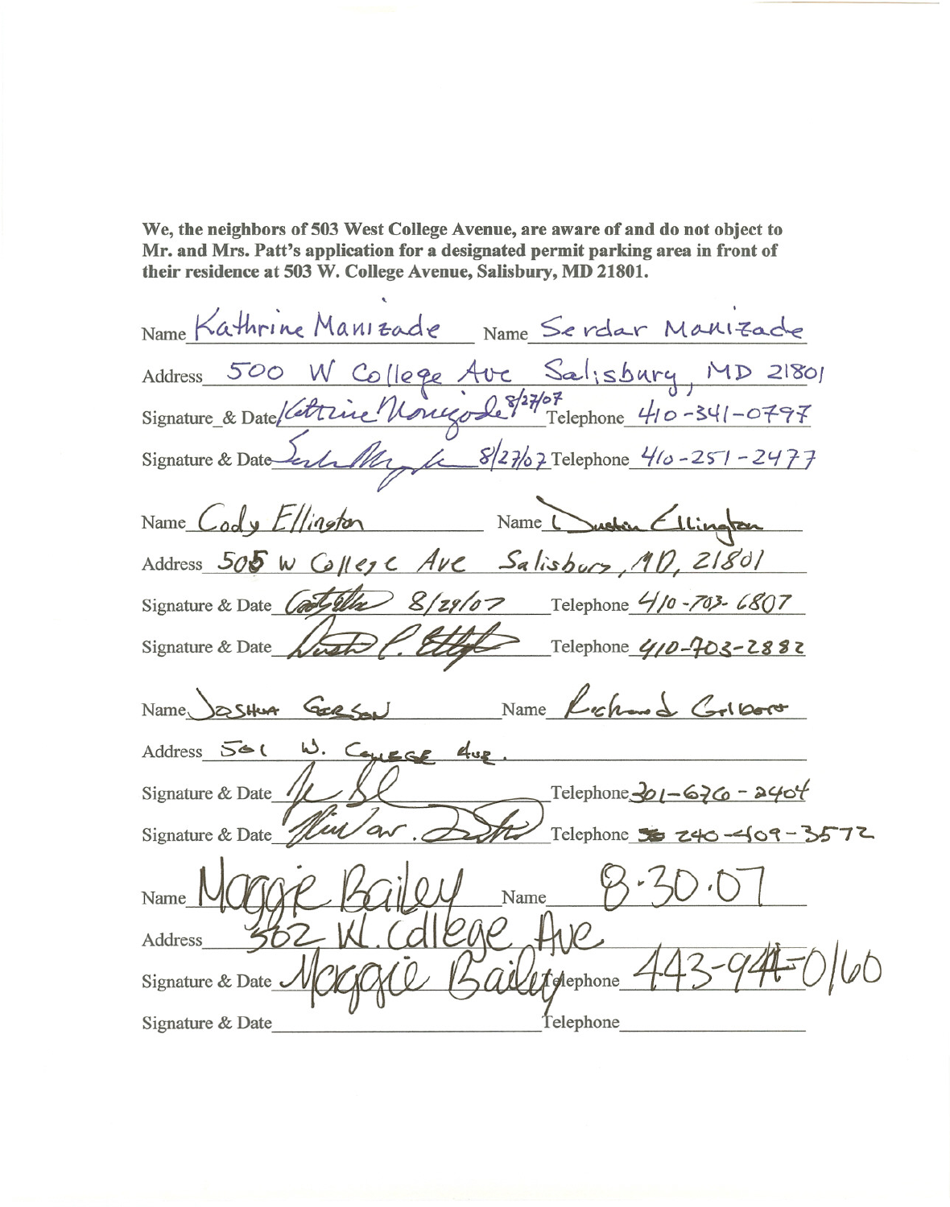**We, the neighbors of 503 West College Avenue, are aware of and do not object to Mr. and Mrs. Patt's application for a designated permit parking area in front of their residence at 503 W. College Avenue, Salisbury, MD 21801.**

Name Kathrine Manizade Name Serdar Manizade

Address 500 W College Ave Salisbury, MD 21801

Signature & Date [signature] 8/27/07 Telephone 410-341-0797

Signature & Date [signature] 8/27/07 Telephone 410-251-2477

Name Cody Ellington Name Dustin Ellington

Address 505 W College Ave Salisbury, MD, 21801

Signature & Date [signature] 8/29/07 Telephone 410-703-6807

Signature & Date [signature] Telephone 410-703-2882

Name Joshua Gerson Name Richard Gilbert

Address 501 W. College Ave.

Signature & Date [signature] Telephone 301-676-2404

Signature & Date [signature] Telephone 240-409-3572

Name Maggie Bailey Name 8.30.07

Address 502 W. College Ave

Signature & Date Maggie Bailey Telephone 443-944-0160

Signature & Date \_\_\_\_\_\_\_\_ Telephone \_\_\_\_\_\_\_\_